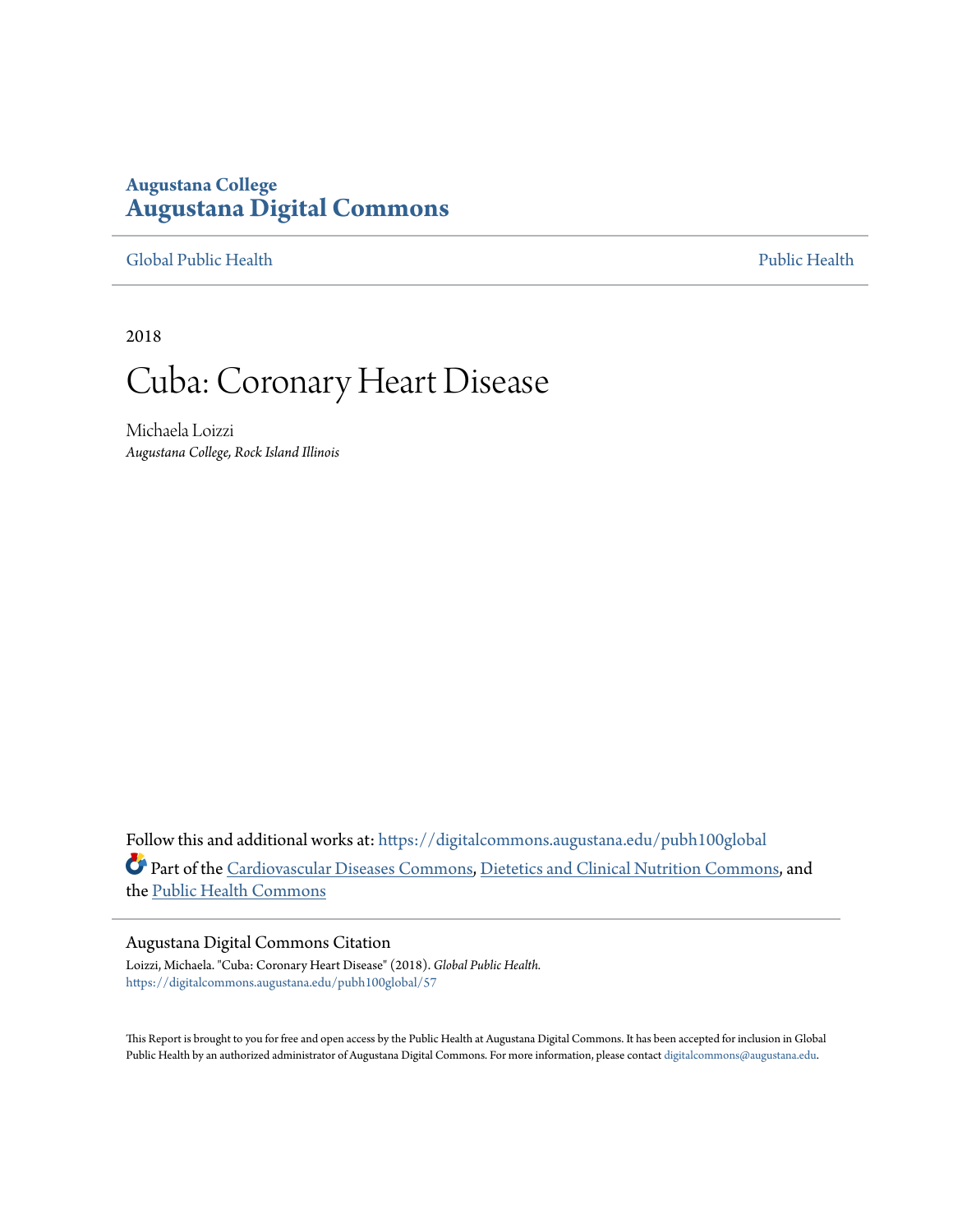Augustana College
# Augustana Digital Commons

Global Public Health | Public Health

2018

# Cuba: Coronary Heart Disease

Michaela Loizzi
*Augustana College, Rock Island Illinois*

Follow this and additional works at: https://digitalcommons.augustana.edu/pubh100global

Part of the Cardiovascular Diseases Commons, Dietetics and Clinical Nutrition Commons, and the Public Health Commons

## Augustana Digital Commons Citation

Loizzi, Michaela. "Cuba: Coronary Heart Disease" (2018). *Global Public Health.*
https://digitalcommons.augustana.edu/pubh100global/57

This Report is brought to you for free and open access by the Public Health at Augustana Digital Commons. It has been accepted for inclusion in Global Public Health by an authorized administrator of Augustana Digital Commons. For more information, please contact digitalcommons@augustana.edu.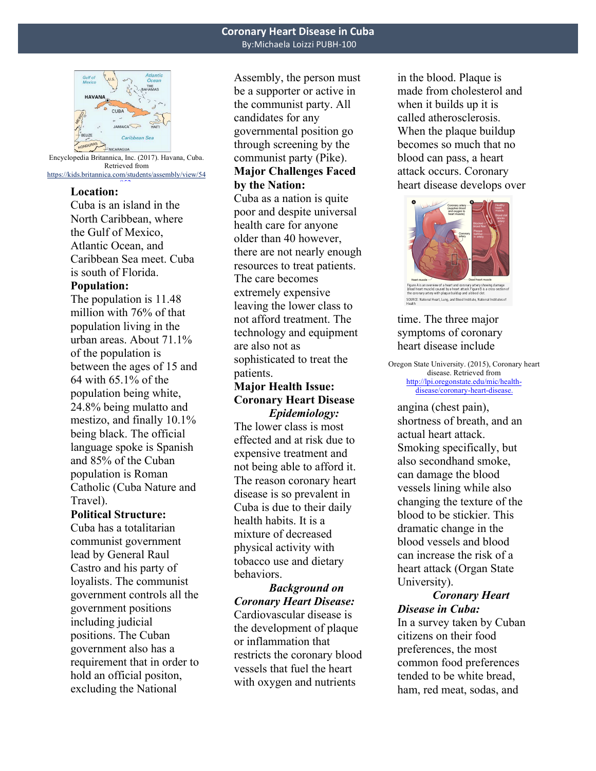# Coronary Heart Disease in Cuba

By:Michaela Loizzi PUBH-100

Encyclopedia Britannica, Inc. (2017). Havana, Cuba. Retrieved from https://kids.britannica.com/students/assembly/view/54

**Location:**

Cuba is an island in the North Caribbean, where the Gulf of Mexico, Atlantic Ocean, and Caribbean Sea meet. Cuba is south of Florida.

**Population:**

The population is 11.48 million with 76% of that population living in the urban areas. About 71.1% of the population is between the ages of 15 and 64 with 65.1% of the population being white, 24.8% being mulatto and mestizo, and finally 10.1% being black. The official language spoke is Spanish and 85% of the Cuban population is Roman Catholic (Cuba Nature and Travel).

**Political Structure:**

Cuba has a totalitarian communist government lead by General Raul Castro and his party of loyalists. The communist government controls all the government positions including judicial positions. The Cuban government also has a requirement that in order to hold an official positon, excluding the National Assembly, the person must be a supporter or active in the communist party. All candidates for any governmental position go through screening by the communist party (Pike).

**Major Challenges Faced by the Nation:**

Cuba as a nation is quite poor and despite universal health care for anyone older than 40 however, there are not nearly enough resources to treat patients. The care becomes extremely expensive leaving the lower class to not afford treatment. The technology and equipment are also not as sophisticated to treat the patients.

**Major Health Issue: Coronary Heart Disease**

***Epidemiology:***

The lower class is most effected and at risk due to expensive treatment and not being able to afford it. The reason coronary heart disease is so prevalent in Cuba is due to their daily health habits. It is a mixture of decreased physical activity with tobacco use and dietary behaviors.

***Background on Coronary Heart Disease:***

Cardiovascular disease is the development of plaque or inflammation that restricts the coronary blood vessels that fuel the heart with oxygen and nutrients in the blood. Plaque is made from cholesterol and when it builds up it is called atherosclerosis. When the plaque buildup becomes so much that no blood can pass, a heart attack occurs. Coronary heart disease develops over time. The three major symptoms of coronary heart disease include angina (chest pain), shortness of breath, and an actual heart attack. Smoking specifically, but also secondhand smoke, can damage the blood vessels lining while also changing the texture of the blood to be stickier. This dramatic change in the blood vessels and blood can increase the risk of a heart attack (Organ State University).

Figure A is an overview of a heart and coronary artery showing damage (dead heart muscle) caused by a heart attack. Figure B is a cross-section of the coronary artery with plaque buildup and a blood clot.
SOURCE: National Heart, Lung, and Blood Institute, National Institutes of Health

Oregon State University. (2015), Coronary heart disease. Retrieved from http://lpi.oregonstate.edu/mic/health-disease/coronary-heart-disease.

***Coronary Heart Disease in Cuba:***

In a survey taken by Cuban citizens on their food preferences, the most common food preferences tended to be white bread, ham, red meat, sodas, and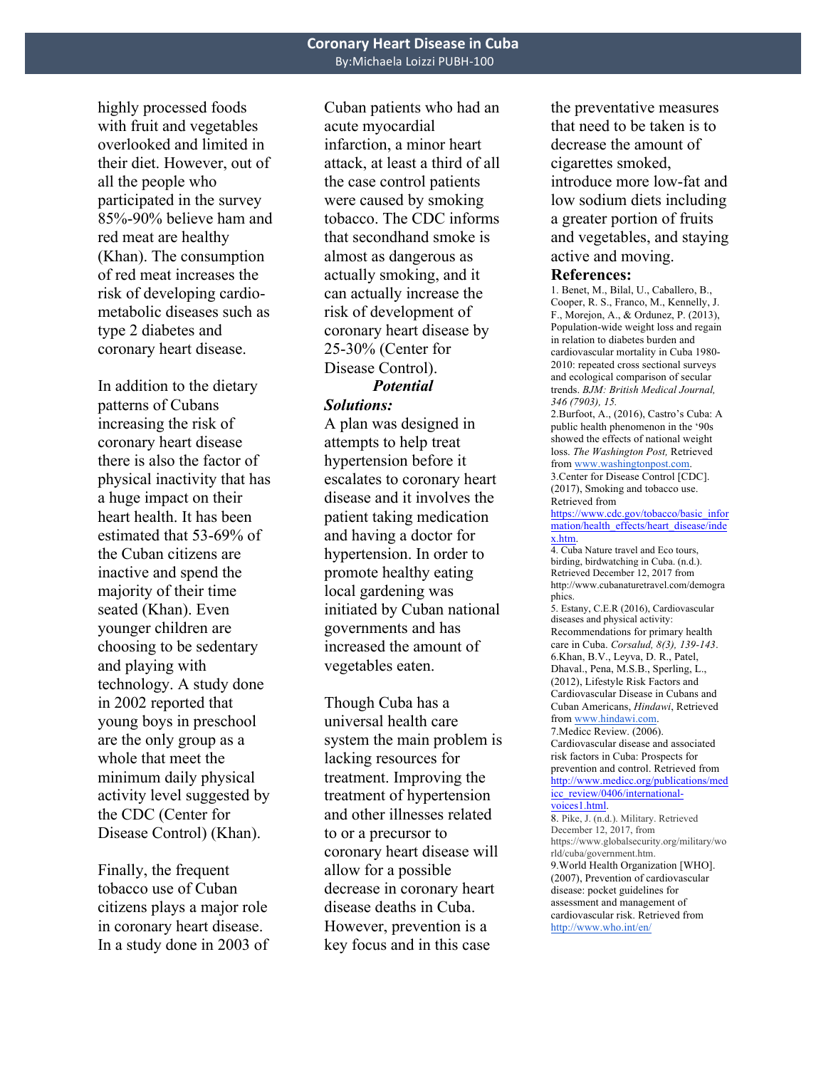highly processed foods with fruit and vegetables overlooked and limited in their diet. However, out of all the people who participated in the survey 85%-90% believe ham and red meat are healthy (Khan). The consumption of red meat increases the risk of developing cardio-metabolic diseases such as type 2 diabetes and coronary heart disease.

In addition to the dietary patterns of Cubans increasing the risk of coronary heart disease there is also the factor of physical inactivity that has a huge impact on their heart health. It has been estimated that 53-69% of the Cuban citizens are inactive and spend the majority of their time seated (Khan). Even younger children are choosing to be sedentary and playing with technology. A study done in 2002 reported that young boys in preschool are the only group as a whole that meet the minimum daily physical activity level suggested by the CDC (Center for Disease Control) (Khan).

Finally, the frequent tobacco use of Cuban citizens plays a major role in coronary heart disease. In a study done in 2003 of Cuban patients who had an acute myocardial infarction, a minor heart attack, at least a third of all the case control patients were caused by smoking tobacco. The CDC informs that secondhand smoke is almost as dangerous as actually smoking, and it can actually increase the risk of development of coronary heart disease by 25-30% (Center for Disease Control).

***Potential Solutions:***

A plan was designed in attempts to help treat hypertension before it escalates to coronary heart disease and it involves the patient taking medication and having a doctor for hypertension. In order to promote healthy eating local gardening was initiated by Cuban national governments and has increased the amount of vegetables eaten.

Though Cuba has a universal health care system the main problem is lacking resources for treatment. Improving the treatment of hypertension and other illnesses related to or a precursor to coronary heart disease will allow for a possible decrease in coronary heart disease deaths in Cuba. However, prevention is a key focus and in this case the preventative measures that need to be taken is to decrease the amount of cigarettes smoked, introduce more low-fat and low sodium diets including a greater portion of fruits and vegetables, and staying active and moving.

**References:**

1. Benet, M., Bilal, U., Caballero, B., Cooper, R. S., Franco, M., Kennelly, J. F., Morejon, A., & Ordunez, P. (2013), Population-wide weight loss and regain in relation to diabetes burden and cardiovascular mortality in Cuba 1980-2010: repeated cross sectional surveys and ecological comparison of secular trends. *BJM: British Medical Journal, 346 (7903), 15.*
2. Burfoot, A., (2016), Castro's Cuba: A public health phenomenon in the '90s showed the effects of national weight loss. *The Washington Post,* Retrieved from www.washingtonpost.com.
3. Center for Disease Control [CDC]. (2017), Smoking and tobacco use. Retrieved from https://www.cdc.gov/tobacco/basic_information/health_effects/heart_disease/index.htm.
4. Cuba Nature travel and Eco tours, birding, birdwatching in Cuba. (n.d.). Retrieved December 12, 2017 from http://www.cubanaturetravel.com/demographics.
5. Estany, C.E.R (2016), Cardiovascular diseases and physical activity: Recommendations for primary health care in Cuba. *Corsalud, 8(3), 139-143.*
6. Khan, B.V., Leyva, D. R., Patel, Dhaval., Pena, M.S.B., Sperling, L., (2012), Lifestyle Risk Factors and Cardiovascular Disease in Cubans and Cuban Americans, *Hindawi*, Retrieved from www.hindawi.com.
7. Medicc Review. (2006). Cardiovascular disease and associated risk factors in Cuba: Prospects for prevention and control. Retrieved from http://www.medicc.org/publications/medicc_review/0406/international-voices1.html.
8. Pike, J. (n.d.). Military. Retrieved December 12, 2017, from https://www.globalsecurity.org/military/world/cuba/government.htm.
9. World Health Organization [WHO]. (2007), Prevention of cardiovascular disease: pocket guidelines for assessment and management of cardiovascular risk. Retrieved from http://www.who.int/en/